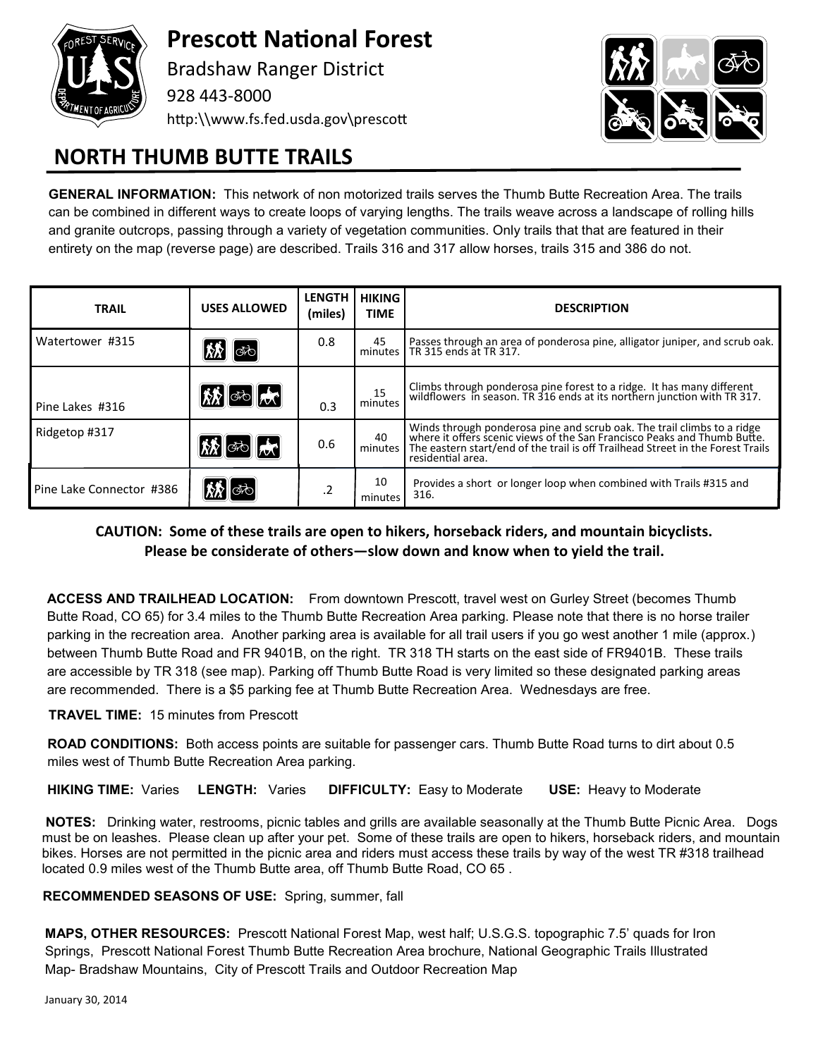# Prescott National Forest

Bradshaw Ranger District

928 443-8000

http:\\www.fs.fed.usda.gov\prescott

## NORTH THUMB BUTTE TRAILS

**GENERAL INFORMATION:** This network of non motorized trails serves the Thumb Butte Recreation Area. The trails can be combined in different ways to create loops of varying lengths. The trails weave across a landscape of rolling hills and granite outcrops, passing through a variety of vegetation communities. Only trails that that are featured in their entirety on the map (reverse page) are described. Trails 316 and 317 allow horses, trails 315 and 386 do not.

| TRAIL | USES ALLOWED | LENGTH (miles) | HIKING TIME | DESCRIPTION |
|---|---|---|---|---|
| Watertower #315 | Hiking, Biking | 0.8 | 45 minutes | Passes through an area of ponderosa pine, alligator juniper, and scrub oak. TR 315 ends at TR 317. |
| Pine Lakes #316 | Hiking, Biking, Horses | 0.3 | 15 minutes | Climbs through ponderosa pine forest to a ridge. It has many different wildflowers in season. TR 316 ends at its northern junction with TR 317. |
| Ridgetop #317 | Hiking, Biking, Horses | 0.6 | 40 minutes | Winds through ponderosa pine and scrub oak. The trail climbs to a ridge where it offers scenic views of the San Francisco Peaks and Thumb Butte. The eastern start/end of the trail is off Trailhead Street in the Forest Trails residential area. |
| Pine Lake Connector #386 | Hiking, Biking | .2 | 10 minutes | Provides a short or longer loop when combined with Trails #315 and 316. |

**CAUTION: Some of these trails are open to hikers, horseback riders, and mountain bicyclists. Please be considerate of others—slow down and know when to yield the trail.**

**ACCESS AND TRAILHEAD LOCATION:** From downtown Prescott, travel west on Gurley Street (becomes Thumb Butte Road, CO 65) for 3.4 miles to the Thumb Butte Recreation Area parking. Please note that there is no horse trailer parking in the recreation area. Another parking area is available for all trail users if you go west another 1 mile (approx.) between Thumb Butte Road and FR 9401B, on the right. TR 318 TH starts on the east side of FR9401B. These trails are accessible by TR 318 (see map). Parking off Thumb Butte Road is very limited so these designated parking areas are recommended. There is a $5 parking fee at Thumb Butte Recreation Area. Wednesdays are free.

**TRAVEL TIME:** 15 minutes from Prescott

**ROAD CONDITIONS:** Both access points are suitable for passenger cars. Thumb Butte Road turns to dirt about 0.5 miles west of Thumb Butte Recreation Area parking.

**HIKING TIME:** Varies **LENGTH:** Varies **DIFFICULTY:** Easy to Moderate **USE:** Heavy to Moderate

**NOTES:** Drinking water, restrooms, picnic tables and grills are available seasonally at the Thumb Butte Picnic Area. Dogs must be on leashes. Please clean up after your pet. Some of these trails are open to hikers, horseback riders, and mountain bikes. Horses are not permitted in the picnic area and riders must access these trails by way of the west TR #318 trailhead located 0.9 miles west of the Thumb Butte area, off Thumb Butte Road, CO 65 .

**RECOMMENDED SEASONS OF USE:** Spring, summer, fall

**MAPS, OTHER RESOURCES:** Prescott National Forest Map, west half; U.S.G.S. topographic 7.5' quads for Iron Springs, Prescott National Forest Thumb Butte Recreation Area brochure, National Geographic Trails Illustrated Map- Bradshaw Mountains, City of Prescott Trails and Outdoor Recreation Map

January 30, 2014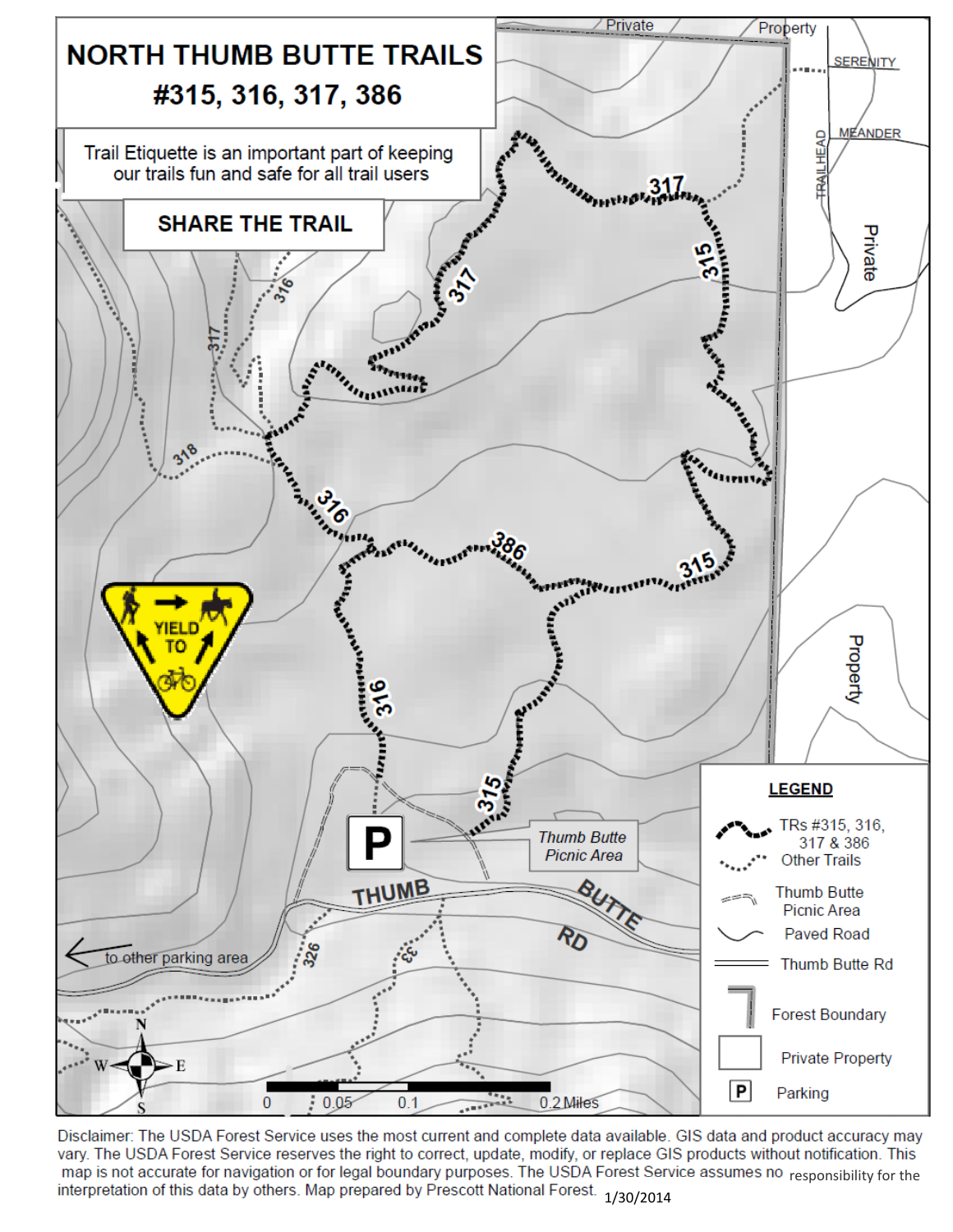# NORTH THUMB BUTTE TRAILS
# #315, 316, 317, 386

Trail Etiquette is an important part of keeping our trails fun and safe for all trail users

**SHARE THE TRAIL**

YIELD TO

317

317

315

316

316

318

317

386

315

316

315

Private

Property

SERENITY

MEANDER

TRAILHEAD

Private

Property

Thumb Butte Picnic Area

P

THUMB BUTTE RD

to other parking area

326

33

N

W

E

S

0 0.05 0.1 0.2 Miles

**LEGEND**

TRs #315, 316, 317 & 386

Other Trails

Thumb Butte Picnic Area

Paved Road

Thumb Butte Rd

Forest Boundary

Private Property

Parking

Disclaimer: The USDA Forest Service uses the most current and complete data available. GIS data and product accuracy may vary. The USDA Forest Service reserves the right to correct, update, modify, or replace GIS products without notification. This map is not accurate for navigation or for legal boundary purposes. The USDA Forest Service assumes no responsibility for the interpretation of this data by others. Map prepared by Prescott National Forest. 1/30/2014